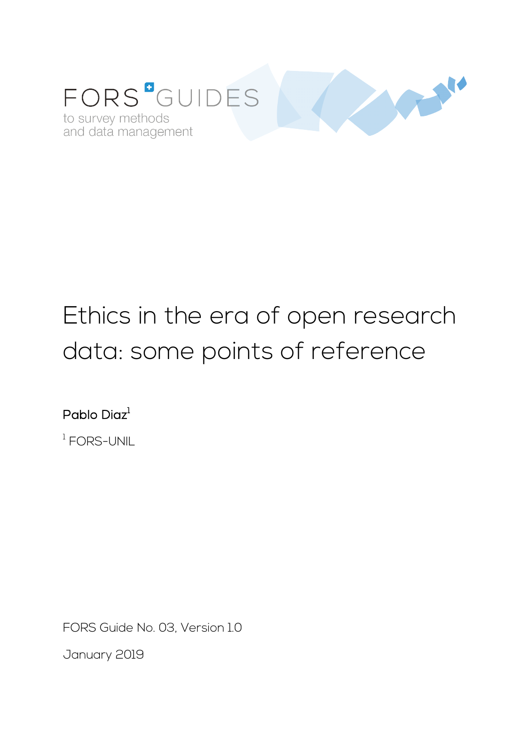FORS GUIDES

to survey methods
and data management

# Ethics in the era of open research data: some points of reference

**Pablo Diaz**[1]

[1] FORS-UNIL

FORS Guide No. 03, Version 1.0

January 2019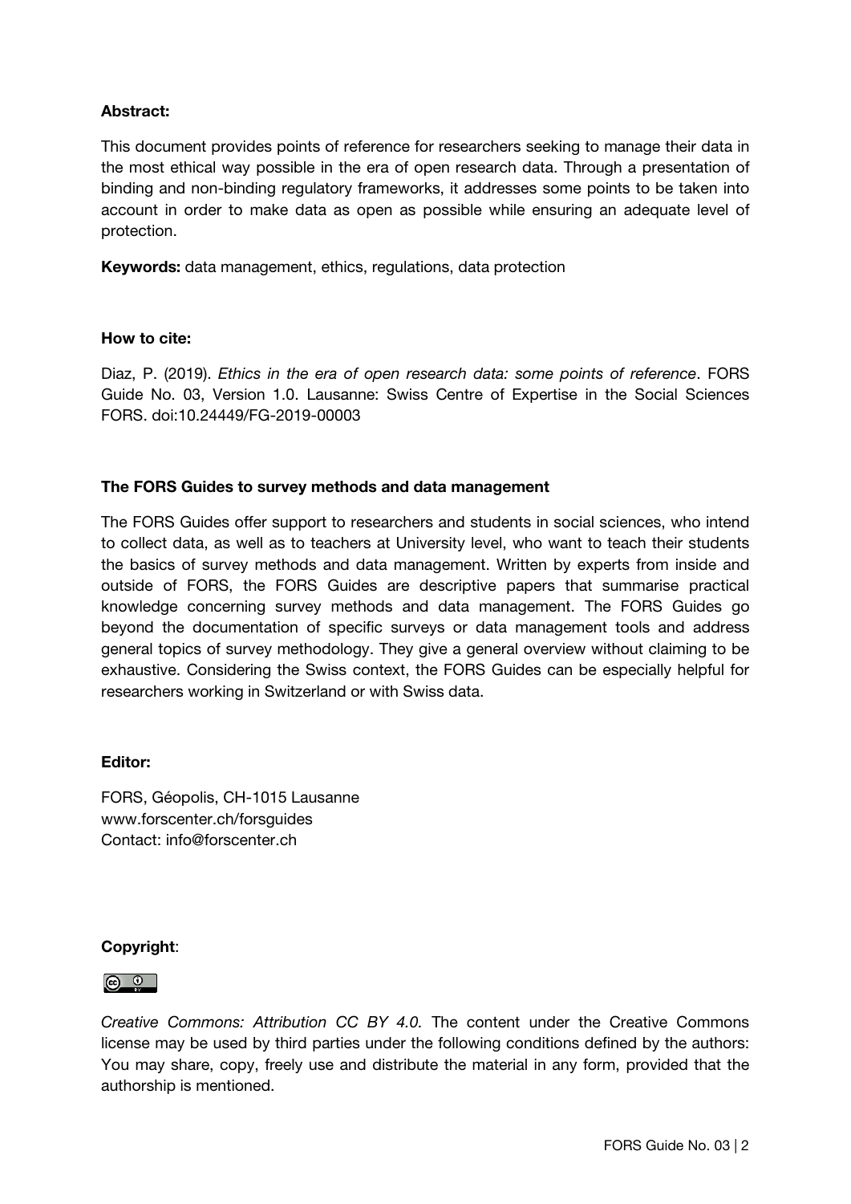**Abstract:**

This document provides points of reference for researchers seeking to manage their data in the most ethical way possible in the era of open research data. Through a presentation of binding and non-binding regulatory frameworks, it addresses some points to be taken into account in order to make data as open as possible while ensuring an adequate level of protection.

**Keywords:** data management, ethics, regulations, data protection

**How to cite:**

Diaz, P. (2019). *Ethics in the era of open research data: some points of reference*. FORS Guide No. 03, Version 1.0. Lausanne: Swiss Centre of Expertise in the Social Sciences FORS. doi:10.24449/FG-2019-00003

**The FORS Guides to survey methods and data management**

The FORS Guides offer support to researchers and students in social sciences, who intend to collect data, as well as to teachers at University level, who want to teach their students the basics of survey methods and data management. Written by experts from inside and outside of FORS, the FORS Guides are descriptive papers that summarise practical knowledge concerning survey methods and data management. The FORS Guides go beyond the documentation of specific surveys or data management tools and address general topics of survey methodology. They give a general overview without claiming to be exhaustive. Considering the Swiss context, the FORS Guides can be especially helpful for researchers working in Switzerland or with Swiss data.

**Editor:**

FORS, Géopolis, CH-1015 Lausanne
www.forscenter.ch/forsguides
Contact: info@forscenter.ch

**Copyright**:

*Creative Commons: Attribution CC BY 4.0.* The content under the Creative Commons license may be used by third parties under the following conditions defined by the authors: You may share, copy, freely use and distribute the material in any form, provided that the authorship is mentioned.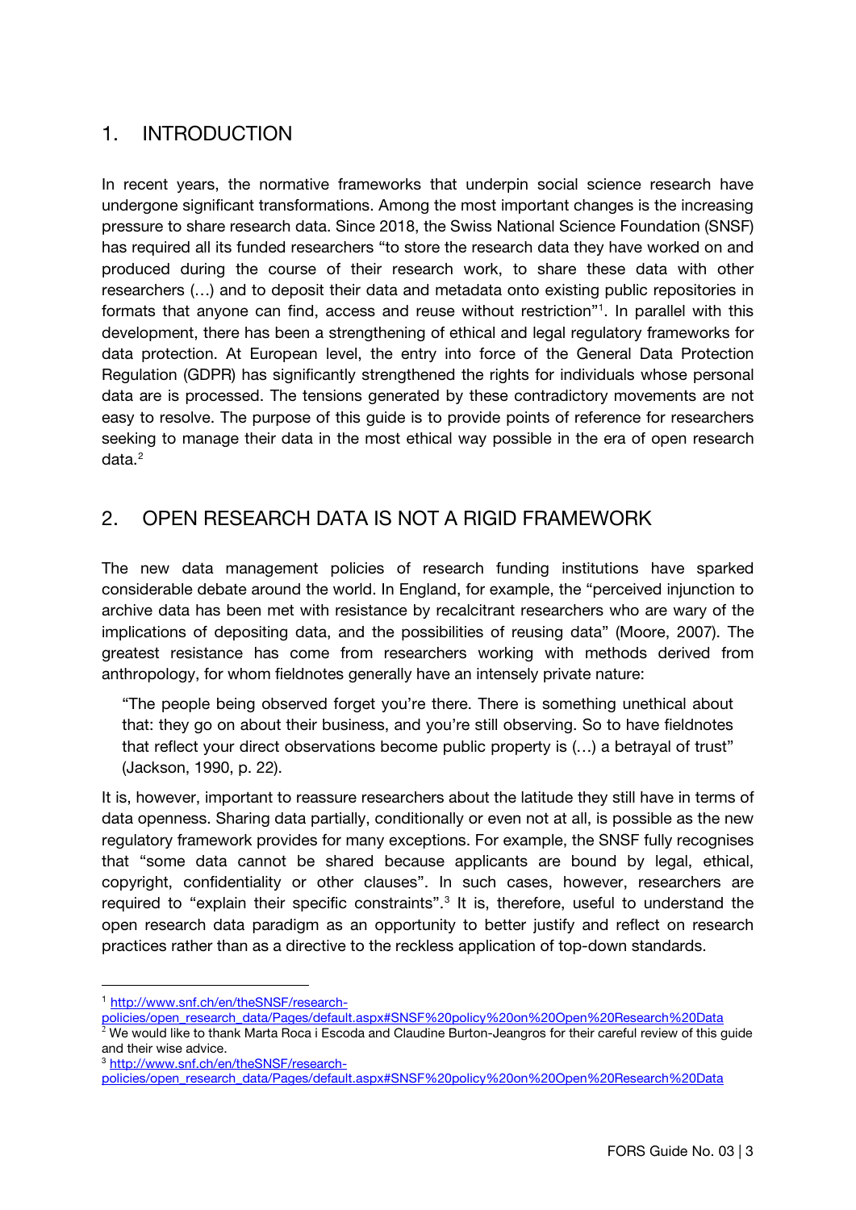## 1. INTRODUCTION

In recent years, the normative frameworks that underpin social science research have undergone significant transformations. Among the most important changes is the increasing pressure to share research data. Since 2018, the Swiss National Science Foundation (SNSF) has required all its funded researchers "to store the research data they have worked on and produced during the course of their research work, to share these data with other researchers (…) and to deposit their data and metadata onto existing public repositories in formats that anyone can find, access and reuse without restriction"[1]. In parallel with this development, there has been a strengthening of ethical and legal regulatory frameworks for data protection. At European level, the entry into force of the General Data Protection Regulation (GDPR) has significantly strengthened the rights for individuals whose personal data are is processed. The tensions generated by these contradictory movements are not easy to resolve. The purpose of this guide is to provide points of reference for researchers seeking to manage their data in the most ethical way possible in the era of open research data.[2]

## 2. OPEN RESEARCH DATA IS NOT A RIGID FRAMEWORK

The new data management policies of research funding institutions have sparked considerable debate around the world. In England, for example, the "perceived injunction to archive data has been met with resistance by recalcitrant researchers who are wary of the implications of depositing data, and the possibilities of reusing data" (Moore, 2007). The greatest resistance has come from researchers working with methods derived from anthropology, for whom fieldnotes generally have an intensely private nature:

> "The people being observed forget you're there. There is something unethical about that: they go on about their business, and you're still observing. So to have fieldnotes that reflect your direct observations become public property is (…) a betrayal of trust" (Jackson, 1990, p. 22).

It is, however, important to reassure researchers about the latitude they still have in terms of data openness. Sharing data partially, conditionally or even not at all, is possible as the new regulatory framework provides for many exceptions. For example, the SNSF fully recognises that "some data cannot be shared because applicants are bound by legal, ethical, copyright, confidentiality or other clauses". In such cases, however, researchers are required to "explain their specific constraints".[3] It is, therefore, useful to understand the open research data paradigm as an opportunity to better justify and reflect on research practices rather than as a directive to the reckless application of top-down standards.

---

[1] http://www.snf.ch/en/theSNSF/research-policies/open_research_data/Pages/default.aspx#SNSF%20policy%20on%20Open%20Research%20Data

[2] We would like to thank Marta Roca i Escoda and Claudine Burton-Jeangros for their careful review of this guide and their wise advice.

[3] http://www.snf.ch/en/theSNSF/research-policies/open_research_data/Pages/default.aspx#SNSF%20policy%20on%20Open%20Research%20Data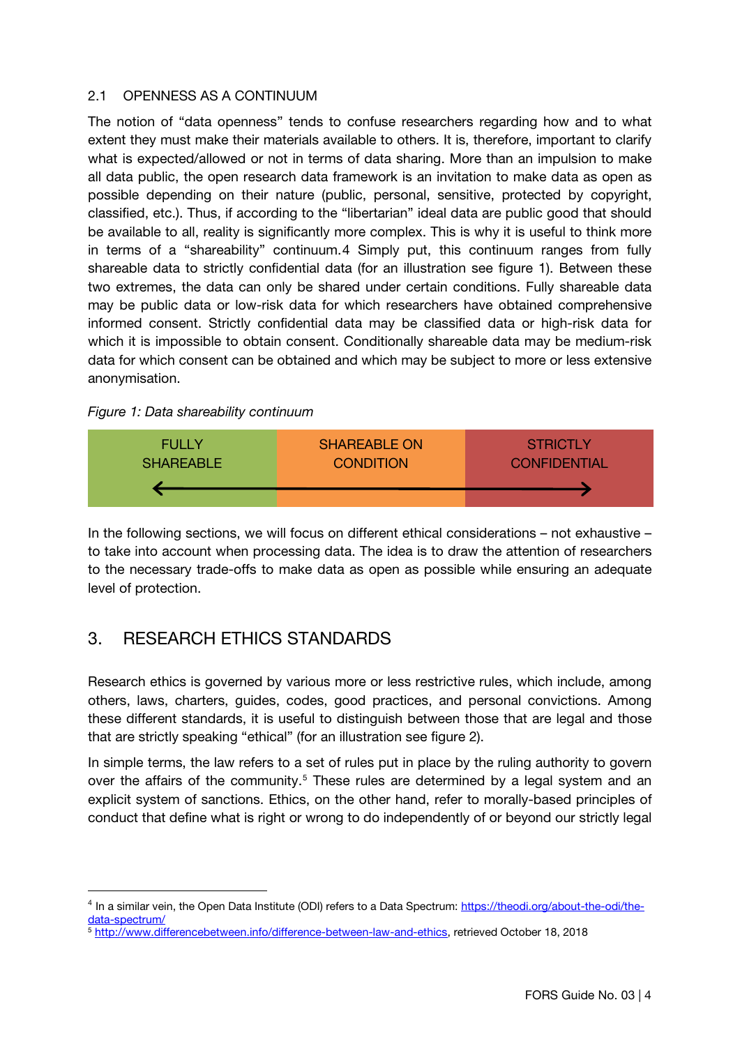### 2.1 OPENNESS AS A CONTINUUM

The notion of "data openness" tends to confuse researchers regarding how and to what extent they must make their materials available to others. It is, therefore, important to clarify what is expected/allowed or not in terms of data sharing. More than an impulsion to make all data public, the open research data framework is an invitation to make data as open as possible depending on their nature (public, personal, sensitive, protected by copyright, classified, etc.). Thus, if according to the "libertarian" ideal data are public good that should be available to all, reality is significantly more complex. This is why it is useful to think more in terms of a "shareability" continuum.[4] Simply put, this continuum ranges from fully shareable data to strictly confidential data (for an illustration see figure 1). Between these two extremes, the data can only be shared under certain conditions. Fully shareable data may be public data or low-risk data for which researchers have obtained comprehensive informed consent. Strictly confidential data may be classified data or high-risk data for which it is impossible to obtain consent. Conditionally shareable data may be medium-risk data for which consent can be obtained and which may be subject to more or less extensive anonymisation.

*Figure 1: Data shareability continuum*

| FULLY SHAREABLE | SHAREABLE ON CONDITION | STRICTLY CONFIDENTIAL |
|---|---|---|
| ⟵ | | ⟶ |

In the following sections, we will focus on different ethical considerations – not exhaustive – to take into account when processing data. The idea is to draw the attention of researchers to the necessary trade-offs to make data as open as possible while ensuring an adequate level of protection.

## 3. RESEARCH ETHICS STANDARDS

Research ethics is governed by various more or less restrictive rules, which include, among others, laws, charters, guides, codes, good practices, and personal convictions. Among these different standards, it is useful to distinguish between those that are legal and those that are strictly speaking "ethical" (for an illustration see figure 2).

In simple terms, the law refers to a set of rules put in place by the ruling authority to govern over the affairs of the community.[5] These rules are determined by a legal system and an explicit system of sanctions. Ethics, on the other hand, refer to morally-based principles of conduct that define what is right or wrong to do independently of or beyond our strictly legal

---

[4] In a similar vein, the Open Data Institute (ODI) refers to a Data Spectrum: https://theodi.org/about-the-odi/the-data-spectrum/

[5] http://www.differencebetween.info/difference-between-law-and-ethics, retrieved October 18, 2018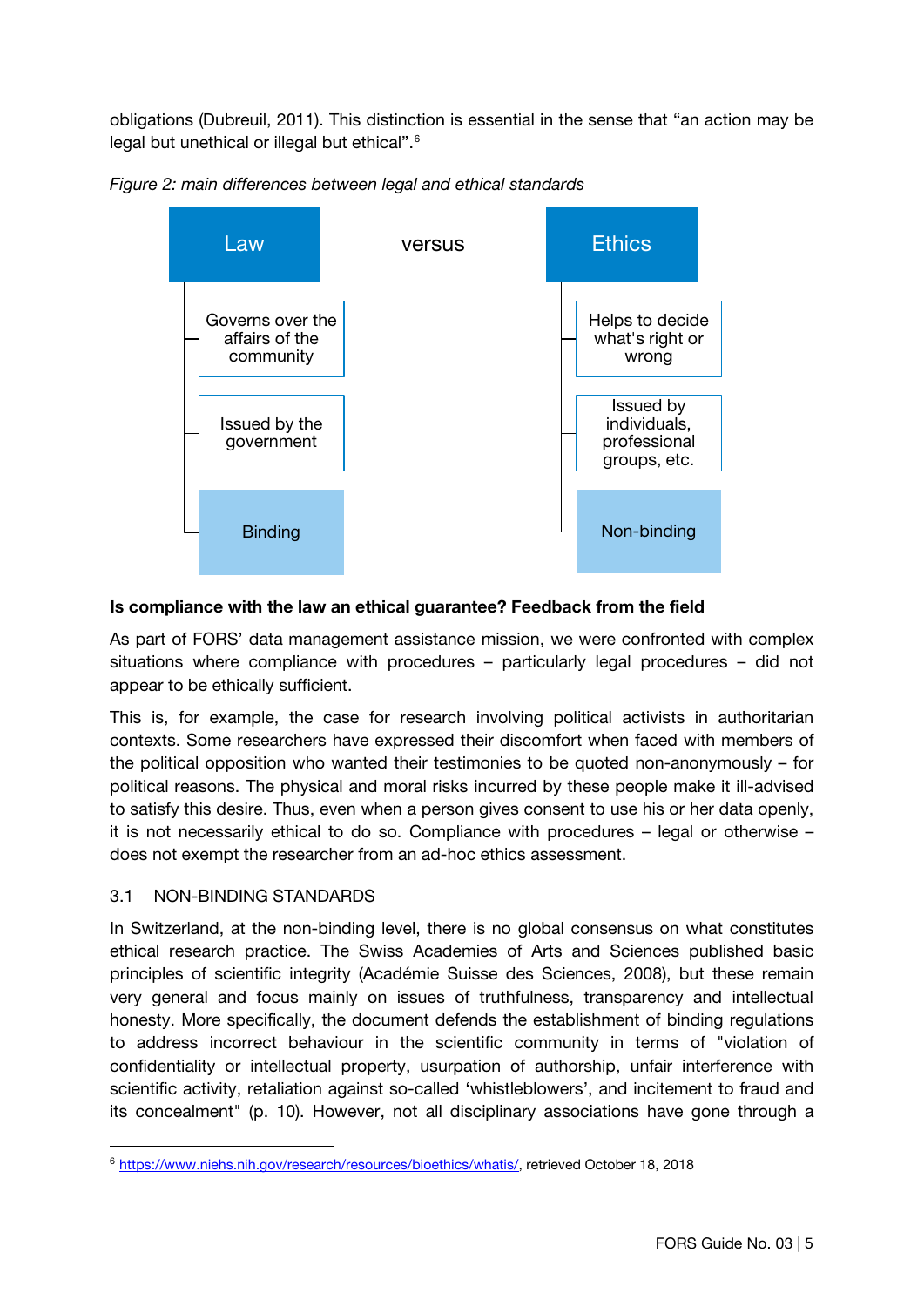obligations (Dubreuil, 2011). This distinction is essential in the sense that “an action may be legal but unethical or illegal but ethical”.[6]

*Figure 2: main differences between legal and ethical standards*

| Law | versus | Ethics |
| --- | --- | --- |
| Governs over the affairs of the community | | Helps to decide what's right or wrong |
| Issued by the government | | Issued by individuals, professional groups, etc. |
| Binding | | Non-binding |

**Is compliance with the law an ethical guarantee? Feedback from the field**

As part of FORS’ data management assistance mission, we were confronted with complex situations where compliance with procedures – particularly legal procedures – did not appear to be ethically sufficient.

This is, for example, the case for research involving political activists in authoritarian contexts. Some researchers have expressed their discomfort when faced with members of the political opposition who wanted their testimonies to be quoted non-anonymously – for political reasons. The physical and moral risks incurred by these people make it ill-advised to satisfy this desire. Thus, even when a person gives consent to use his or her data openly, it is not necessarily ethical to do so. Compliance with procedures – legal or otherwise – does not exempt the researcher from an ad-hoc ethics assessment.

## 3.1 NON-BINDING STANDARDS

In Switzerland, at the non-binding level, there is no global consensus on what constitutes ethical research practice. The Swiss Academies of Arts and Sciences published basic principles of scientific integrity (Académie Suisse des Sciences, 2008), but these remain very general and focus mainly on issues of truthfulness, transparency and intellectual honesty. More specifically, the document defends the establishment of binding regulations to address incorrect behaviour in the scientific community in terms of "violation of confidentiality or intellectual property, usurpation of authorship, unfair interference with scientific activity, retaliation against so-called ‘whistleblowers’, and incitement to fraud and its concealment" (p. 10). However, not all disciplinary associations have gone through a

[6] https://www.niehs.nih.gov/research/resources/bioethics/whatis/, retrieved October 18, 2018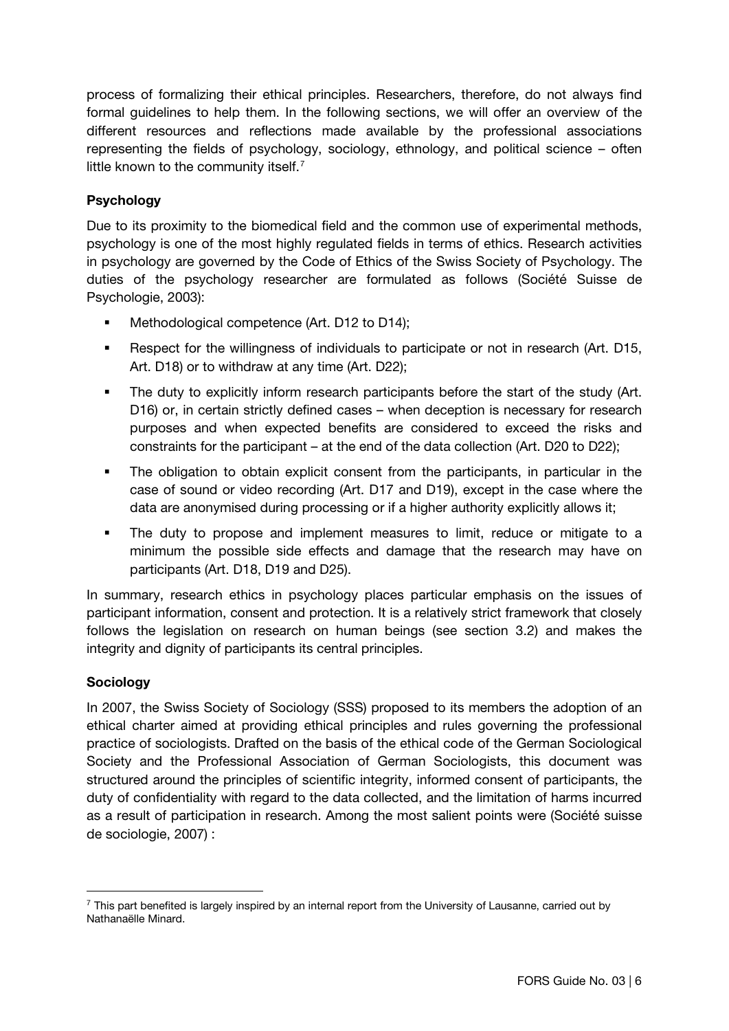process of formalizing their ethical principles. Researchers, therefore, do not always find formal guidelines to help them. In the following sections, we will offer an overview of the different resources and reflections made available by the professional associations representing the fields of psychology, sociology, ethnology, and political science – often little known to the community itself.[7]

### Psychology

Due to its proximity to the biomedical field and the common use of experimental methods, psychology is one of the most highly regulated fields in terms of ethics. Research activities in psychology are governed by the Code of Ethics of the Swiss Society of Psychology. The duties of the psychology researcher are formulated as follows (Société Suisse de Psychologie, 2003):

- Methodological competence (Art. D12 to D14);
- Respect for the willingness of individuals to participate or not in research (Art. D15, Art. D18) or to withdraw at any time (Art. D22);
- The duty to explicitly inform research participants before the start of the study (Art. D16) or, in certain strictly defined cases – when deception is necessary for research purposes and when expected benefits are considered to exceed the risks and constraints for the participant – at the end of the data collection (Art. D20 to D22);
- The obligation to obtain explicit consent from the participants, in particular in the case of sound or video recording (Art. D17 and D19), except in the case where the data are anonymised during processing or if a higher authority explicitly allows it;
- The duty to propose and implement measures to limit, reduce or mitigate to a minimum the possible side effects and damage that the research may have on participants (Art. D18, D19 and D25).

In summary, research ethics in psychology places particular emphasis on the issues of participant information, consent and protection. It is a relatively strict framework that closely follows the legislation on research on human beings (see section 3.2) and makes the integrity and dignity of participants its central principles.

### Sociology

In 2007, the Swiss Society of Sociology (SSS) proposed to its members the adoption of an ethical charter aimed at providing ethical principles and rules governing the professional practice of sociologists. Drafted on the basis of the ethical code of the German Sociological Society and the Professional Association of German Sociologists, this document was structured around the principles of scientific integrity, informed consent of participants, the duty of confidentiality with regard to the data collected, and the limitation of harms incurred as a result of participation in research. Among the most salient points were (Société suisse de sociologie, 2007) :

[7] This part benefited is largely inspired by an internal report from the University of Lausanne, carried out by Nathanaëlle Minard.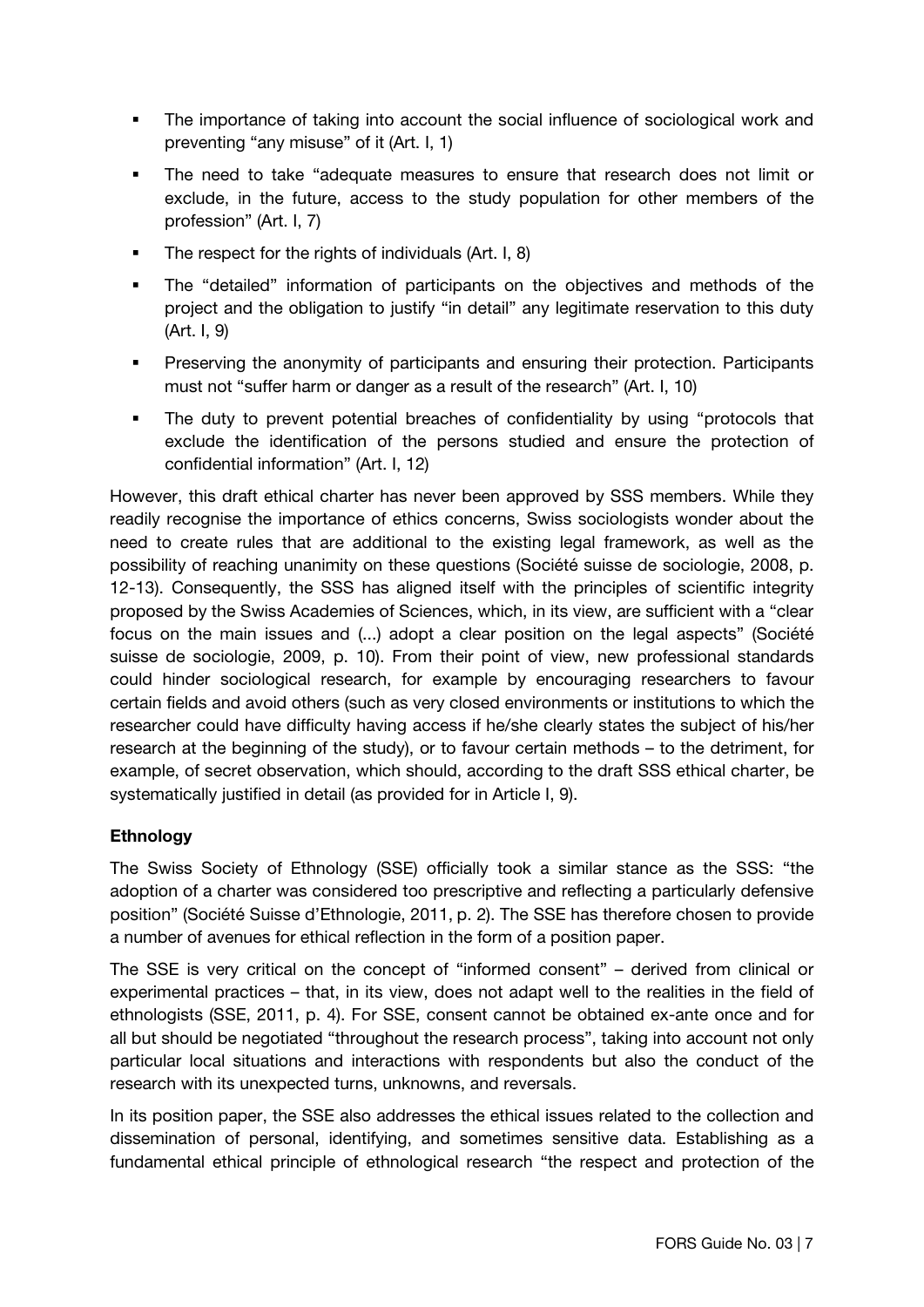- The importance of taking into account the social influence of sociological work and preventing "any misuse" of it (Art. I, 1)
- The need to take "adequate measures to ensure that research does not limit or exclude, in the future, access to the study population for other members of the profession" (Art. I, 7)
- The respect for the rights of individuals (Art. I, 8)
- The "detailed" information of participants on the objectives and methods of the project and the obligation to justify "in detail" any legitimate reservation to this duty (Art. I, 9)
- Preserving the anonymity of participants and ensuring their protection. Participants must not "suffer harm or danger as a result of the research" (Art. I, 10)
- The duty to prevent potential breaches of confidentiality by using "protocols that exclude the identification of the persons studied and ensure the protection of confidential information" (Art. I, 12)

However, this draft ethical charter has never been approved by SSS members. While they readily recognise the importance of ethics concerns, Swiss sociologists wonder about the need to create rules that are additional to the existing legal framework, as well as the possibility of reaching unanimity on these questions (Société suisse de sociologie, 2008, p. 12-13). Consequently, the SSS has aligned itself with the principles of scientific integrity proposed by the Swiss Academies of Sciences, which, in its view, are sufficient with a "clear focus on the main issues and (...) adopt a clear position on the legal aspects" (Société suisse de sociologie, 2009, p. 10). From their point of view, new professional standards could hinder sociological research, for example by encouraging researchers to favour certain fields and avoid others (such as very closed environments or institutions to which the researcher could have difficulty having access if he/she clearly states the subject of his/her research at the beginning of the study), or to favour certain methods – to the detriment, for example, of secret observation, which should, according to the draft SSS ethical charter, be systematically justified in detail (as provided for in Article I, 9).

**Ethnology**

The Swiss Society of Ethnology (SSE) officially took a similar stance as the SSS: "the adoption of a charter was considered too prescriptive and reflecting a particularly defensive position" (Société Suisse d'Ethnologie, 2011, p. 2). The SSE has therefore chosen to provide a number of avenues for ethical reflection in the form of a position paper.

The SSE is very critical on the concept of "informed consent" – derived from clinical or experimental practices – that, in its view, does not adapt well to the realities in the field of ethnologists (SSE, 2011, p. 4). For SSE, consent cannot be obtained ex-ante once and for all but should be negotiated "throughout the research process", taking into account not only particular local situations and interactions with respondents but also the conduct of the research with its unexpected turns, unknowns, and reversals.

In its position paper, the SSE also addresses the ethical issues related to the collection and dissemination of personal, identifying, and sometimes sensitive data. Establishing as a fundamental ethical principle of ethnological research "the respect and protection of the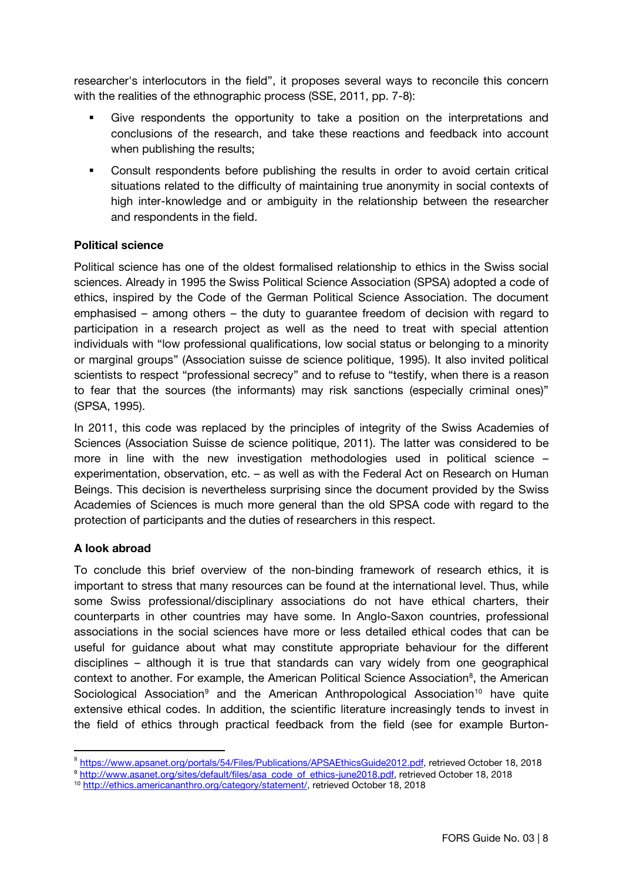researcher's interlocutors in the field", it proposes several ways to reconcile this concern with the realities of the ethnographic process (SSE, 2011, pp. 7-8):

- Give respondents the opportunity to take a position on the interpretations and conclusions of the research, and take these reactions and feedback into account when publishing the results;
- Consult respondents before publishing the results in order to avoid certain critical situations related to the difficulty of maintaining true anonymity in social contexts of high inter-knowledge and or ambiguity in the relationship between the researcher and respondents in the field.

**Political science**

Political science has one of the oldest formalised relationship to ethics in the Swiss social sciences. Already in 1995 the Swiss Political Science Association (SPSA) adopted a code of ethics, inspired by the Code of the German Political Science Association. The document emphasised – among others – the duty to guarantee freedom of decision with regard to participation in a research project as well as the need to treat with special attention individuals with "low professional qualifications, low social status or belonging to a minority or marginal groups" (Association suisse de science politique, 1995). It also invited political scientists to respect "professional secrecy" and to refuse to "testify, when there is a reason to fear that the sources (the informants) may risk sanctions (especially criminal ones)" (SPSA, 1995).

In 2011, this code was replaced by the principles of integrity of the Swiss Academies of Sciences (Association Suisse de science politique, 2011). The latter was considered to be more in line with the new investigation methodologies used in political science – experimentation, observation, etc. – as well as with the Federal Act on Research on Human Beings. This decision is nevertheless surprising since the document provided by the Swiss Academies of Sciences is much more general than the old SPSA code with regard to the protection of participants and the duties of researchers in this respect.

**A look abroad**

To conclude this brief overview of the non-binding framework of research ethics, it is important to stress that many resources can be found at the international level. Thus, while some Swiss professional/disciplinary associations do not have ethical charters, their counterparts in other countries may have some. In Anglo-Saxon countries, professional associations in the social sciences have more or less detailed ethical codes that can be useful for guidance about what may constitute appropriate behaviour for the different disciplines – although it is true that standards can vary widely from one geographical context to another. For example, the American Political Science Association[8], the American Sociological Association[9] and the American Anthropological Association[10] have quite extensive ethical codes. In addition, the scientific literature increasingly tends to invest in the field of ethics through practical feedback from the field (see for example Burton-

[8] https://www.apsanet.org/portals/54/Files/Publications/APSAEthicsGuide2012.pdf, retrieved October 18, 2018

[9] http://www.asanet.org/sites/default/files/asa_code_of_ethics-june2018.pdf, retrieved October 18, 2018

[10] http://ethics.americananthro.org/category/statement/, retrieved October 18, 2018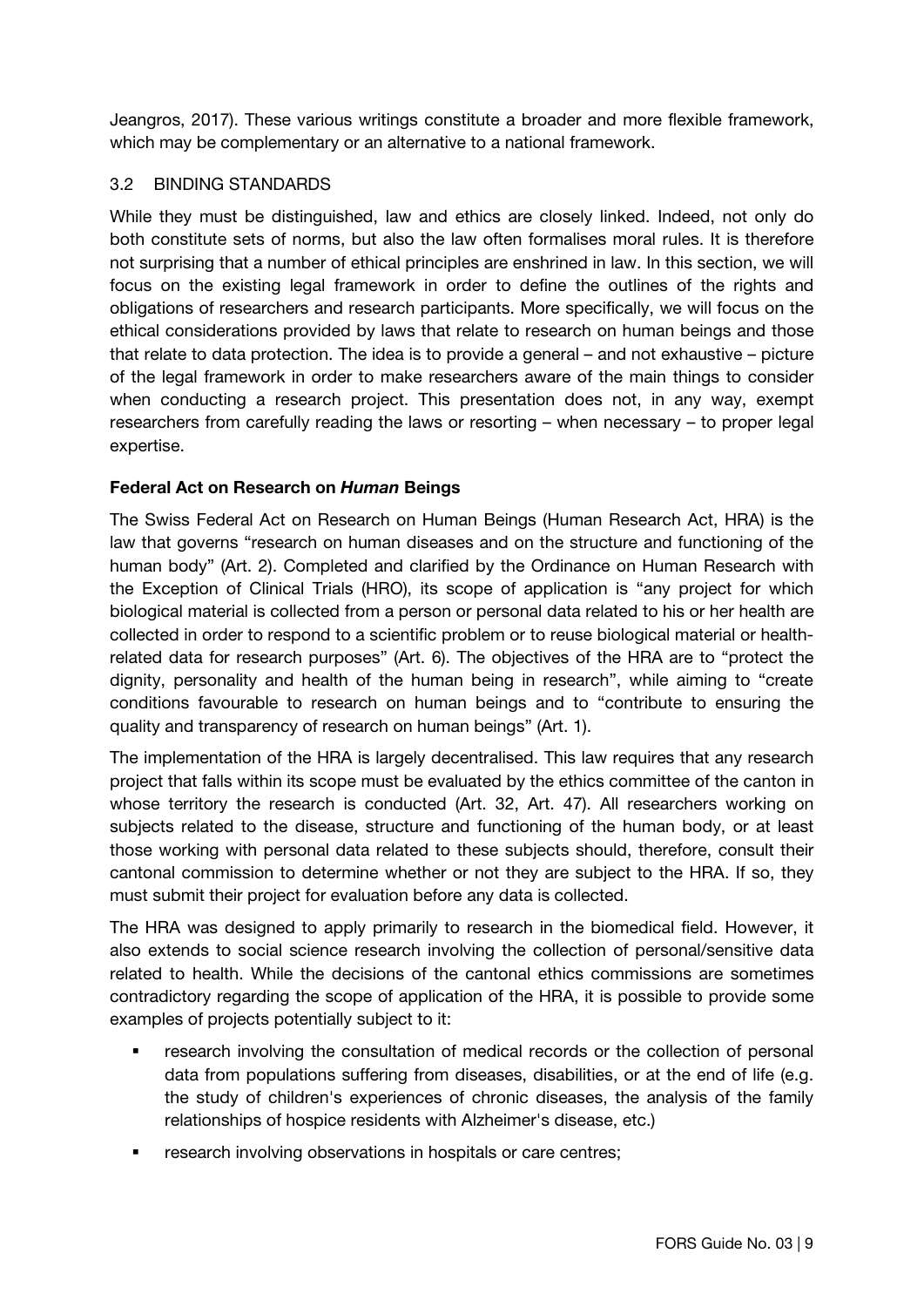Jeangros, 2017). These various writings constitute a broader and more flexible framework, which may be complementary or an alternative to a national framework.

## 3.2 BINDING STANDARDS

While they must be distinguished, law and ethics are closely linked. Indeed, not only do both constitute sets of norms, but also the law often formalises moral rules. It is therefore not surprising that a number of ethical principles are enshrined in law. In this section, we will focus on the existing legal framework in order to define the outlines of the rights and obligations of researchers and research participants. More specifically, we will focus on the ethical considerations provided by laws that relate to research on human beings and those that relate to data protection. The idea is to provide a general – and not exhaustive – picture of the legal framework in order to make researchers aware of the main things to consider when conducting a research project. This presentation does not, in any way, exempt researchers from carefully reading the laws or resorting – when necessary – to proper legal expertise.

### Federal Act on Research on *Human* Beings

The Swiss Federal Act on Research on Human Beings (Human Research Act, HRA) is the law that governs "research on human diseases and on the structure and functioning of the human body" (Art. 2). Completed and clarified by the Ordinance on Human Research with the Exception of Clinical Trials (HRO), its scope of application is "any project for which biological material is collected from a person or personal data related to his or her health are collected in order to respond to a scientific problem or to reuse biological material or health-related data for research purposes" (Art. 6). The objectives of the HRA are to "protect the dignity, personality and health of the human being in research", while aiming to "create conditions favourable to research on human beings and to "contribute to ensuring the quality and transparency of research on human beings" (Art. 1).

The implementation of the HRA is largely decentralised. This law requires that any research project that falls within its scope must be evaluated by the ethics committee of the canton in whose territory the research is conducted (Art. 32, Art. 47). All researchers working on subjects related to the disease, structure and functioning of the human body, or at least those working with personal data related to these subjects should, therefore, consult their cantonal commission to determine whether or not they are subject to the HRA. If so, they must submit their project for evaluation before any data is collected.

The HRA was designed to apply primarily to research in the biomedical field. However, it also extends to social science research involving the collection of personal/sensitive data related to health. While the decisions of the cantonal ethics commissions are sometimes contradictory regarding the scope of application of the HRA, it is possible to provide some examples of projects potentially subject to it:

- research involving the consultation of medical records or the collection of personal data from populations suffering from diseases, disabilities, or at the end of life (e.g. the study of children's experiences of chronic diseases, the analysis of the family relationships of hospice residents with Alzheimer's disease, etc.)
- research involving observations in hospitals or care centres;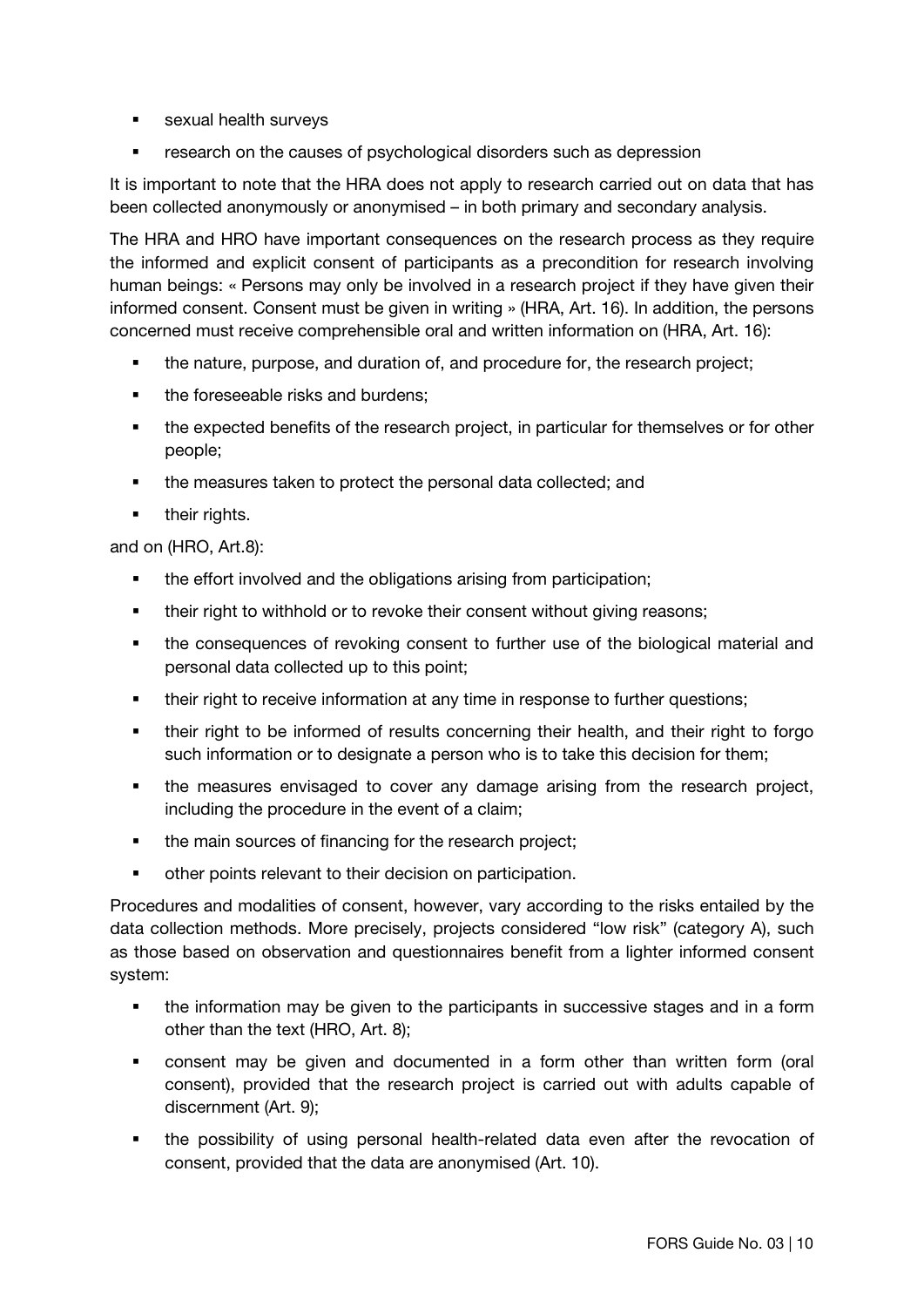- sexual health surveys
- research on the causes of psychological disorders such as depression

It is important to note that the HRA does not apply to research carried out on data that has been collected anonymously or anonymised – in both primary and secondary analysis.

The HRA and HRO have important consequences on the research process as they require the informed and explicit consent of participants as a precondition for research involving human beings: « Persons may only be involved in a research project if they have given their informed consent. Consent must be given in writing » (HRA, Art. 16). In addition, the persons concerned must receive comprehensible oral and written information on (HRA, Art. 16):

- the nature, purpose, and duration of, and procedure for, the research project;
- the foreseeable risks and burdens;
- the expected benefits of the research project, in particular for themselves or for other people;
- the measures taken to protect the personal data collected; and
- their rights.

and on (HRO, Art.8):

- the effort involved and the obligations arising from participation;
- their right to withhold or to revoke their consent without giving reasons;
- the consequences of revoking consent to further use of the biological material and personal data collected up to this point;
- their right to receive information at any time in response to further questions;
- their right to be informed of results concerning their health, and their right to forgo such information or to designate a person who is to take this decision for them;
- the measures envisaged to cover any damage arising from the research project, including the procedure in the event of a claim;
- the main sources of financing for the research project;
- other points relevant to their decision on participation.

Procedures and modalities of consent, however, vary according to the risks entailed by the data collection methods. More precisely, projects considered "low risk" (category A), such as those based on observation and questionnaires benefit from a lighter informed consent system:

- the information may be given to the participants in successive stages and in a form other than the text (HRO, Art. 8);
- consent may be given and documented in a form other than written form (oral consent), provided that the research project is carried out with adults capable of discernment (Art. 9);
- the possibility of using personal health-related data even after the revocation of consent, provided that the data are anonymised (Art. 10).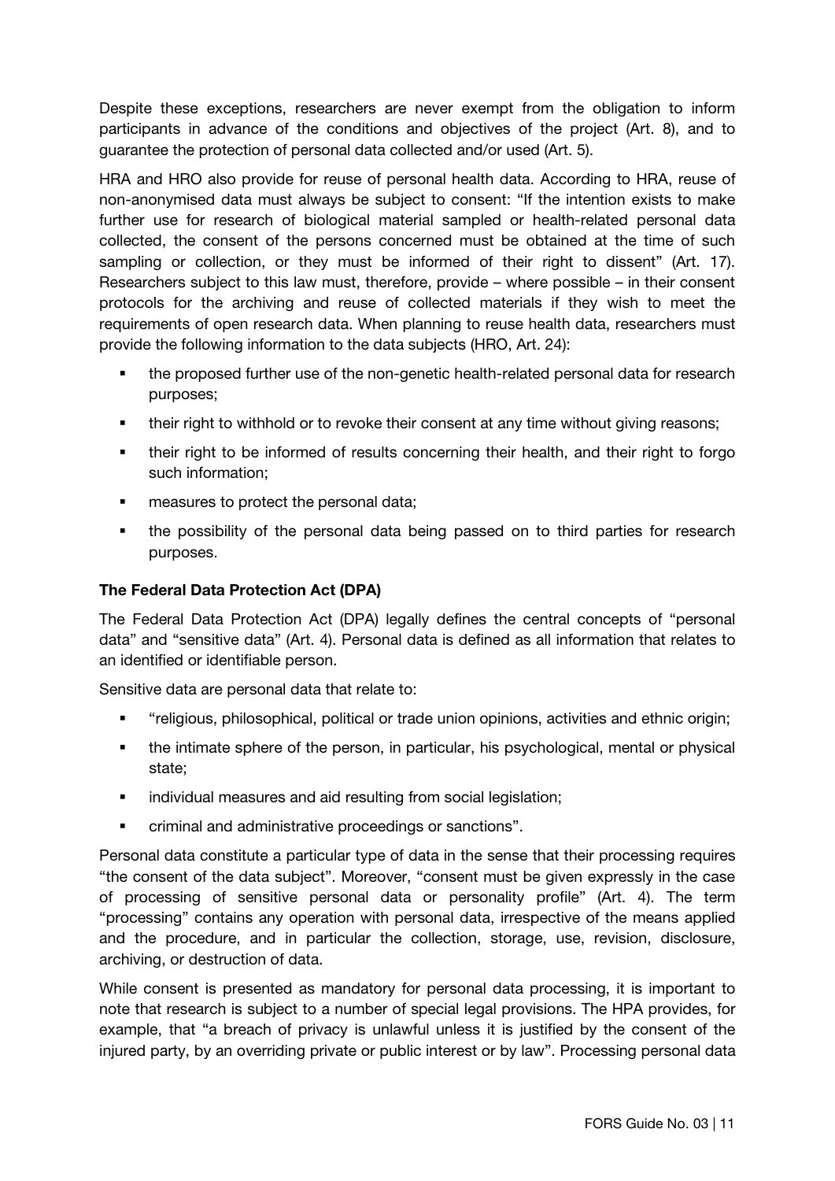Despite these exceptions, researchers are never exempt from the obligation to inform participants in advance of the conditions and objectives of the project (Art. 8), and to guarantee the protection of personal data collected and/or used (Art. 5).

HRA and HRO also provide for reuse of personal health data. According to HRA, reuse of non-anonymised data must always be subject to consent: "If the intention exists to make further use for research of biological material sampled or health-related personal data collected, the consent of the persons concerned must be obtained at the time of such sampling or collection, or they must be informed of their right to dissent" (Art. 17). Researchers subject to this law must, therefore, provide – where possible – in their consent protocols for the archiving and reuse of collected materials if they wish to meet the requirements of open research data. When planning to reuse health data, researchers must provide the following information to the data subjects (HRO, Art. 24):

- the proposed further use of the non-genetic health-related personal data for research purposes;
- their right to withhold or to revoke their consent at any time without giving reasons;
- their right to be informed of results concerning their health, and their right to forgo such information;
- measures to protect the personal data;
- the possibility of the personal data being passed on to third parties for research purposes.

**The Federal Data Protection Act (DPA)**

The Federal Data Protection Act (DPA) legally defines the central concepts of "personal data" and "sensitive data" (Art. 4). Personal data is defined as all information that relates to an identified or identifiable person.

Sensitive data are personal data that relate to:

- "religious, philosophical, political or trade union opinions, activities and ethnic origin;
- the intimate sphere of the person, in particular, his psychological, mental or physical state;
- individual measures and aid resulting from social legislation;
- criminal and administrative proceedings or sanctions".

Personal data constitute a particular type of data in the sense that their processing requires "the consent of the data subject". Moreover, "consent must be given expressly in the case of processing of sensitive personal data or personality profile" (Art. 4). The term "processing" contains any operation with personal data, irrespective of the means applied and the procedure, and in particular the collection, storage, use, revision, disclosure, archiving, or destruction of data.

While consent is presented as mandatory for personal data processing, it is important to note that research is subject to a number of special legal provisions. The HPA provides, for example, that "a breach of privacy is unlawful unless it is justified by the consent of the injured party, by an overriding private or public interest or by law". Processing personal data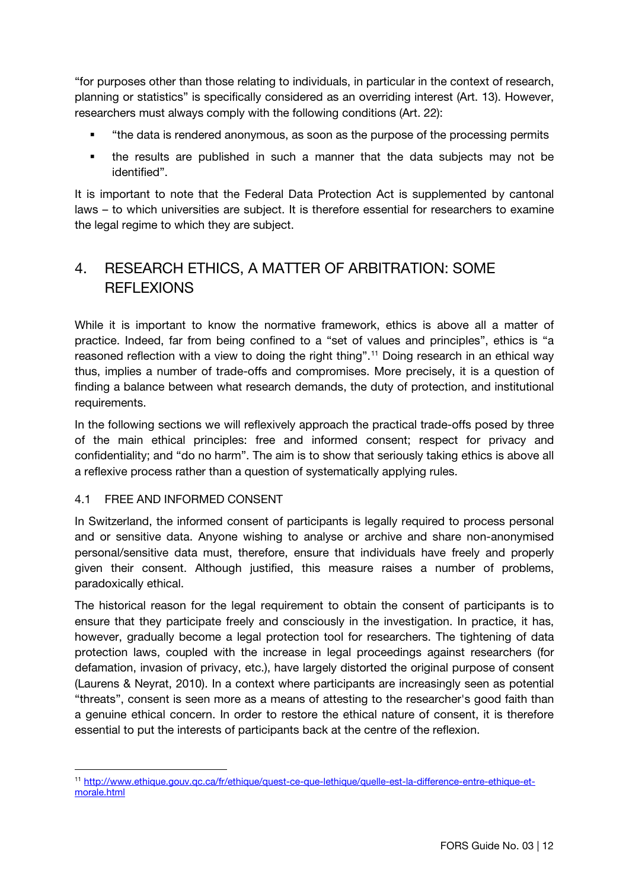"for purposes other than those relating to individuals, in particular in the context of research, planning or statistics" is specifically considered as an overriding interest (Art. 13). However, researchers must always comply with the following conditions (Art. 22):

- "the data is rendered anonymous, as soon as the purpose of the processing permits
- the results are published in such a manner that the data subjects may not be identified".

It is important to note that the Federal Data Protection Act is supplemented by cantonal laws – to which universities are subject. It is therefore essential for researchers to examine the legal regime to which they are subject.

# 4. RESEARCH ETHICS, A MATTER OF ARBITRATION: SOME REFLEXIONS

While it is important to know the normative framework, ethics is above all a matter of practice. Indeed, far from being confined to a "set of values and principles", ethics is "a reasoned reflection with a view to doing the right thing".[11] Doing research in an ethical way thus, implies a number of trade-offs and compromises. More precisely, it is a question of finding a balance between what research demands, the duty of protection, and institutional requirements.

In the following sections we will reflexively approach the practical trade-offs posed by three of the main ethical principles: free and informed consent; respect for privacy and confidentiality; and "do no harm". The aim is to show that seriously taking ethics is above all a reflexive process rather than a question of systematically applying rules.

## 4.1 FREE AND INFORMED CONSENT

In Switzerland, the informed consent of participants is legally required to process personal and or sensitive data. Anyone wishing to analyse or archive and share non-anonymised personal/sensitive data must, therefore, ensure that individuals have freely and properly given their consent. Although justified, this measure raises a number of problems, paradoxically ethical.

The historical reason for the legal requirement to obtain the consent of participants is to ensure that they participate freely and consciously in the investigation. In practice, it has, however, gradually become a legal protection tool for researchers. The tightening of data protection laws, coupled with the increase in legal proceedings against researchers (for defamation, invasion of privacy, etc.), have largely distorted the original purpose of consent (Laurens & Neyrat, 2010). In a context where participants are increasingly seen as potential "threats", consent is seen more as a means of attesting to the researcher's good faith than a genuine ethical concern. In order to restore the ethical nature of consent, it is therefore essential to put the interests of participants back at the centre of the reflexion.

[11] http://www.ethique.gouv.qc.ca/fr/ethique/quest-ce-que-lethique/quelle-est-la-difference-entre-ethique-et-morale.html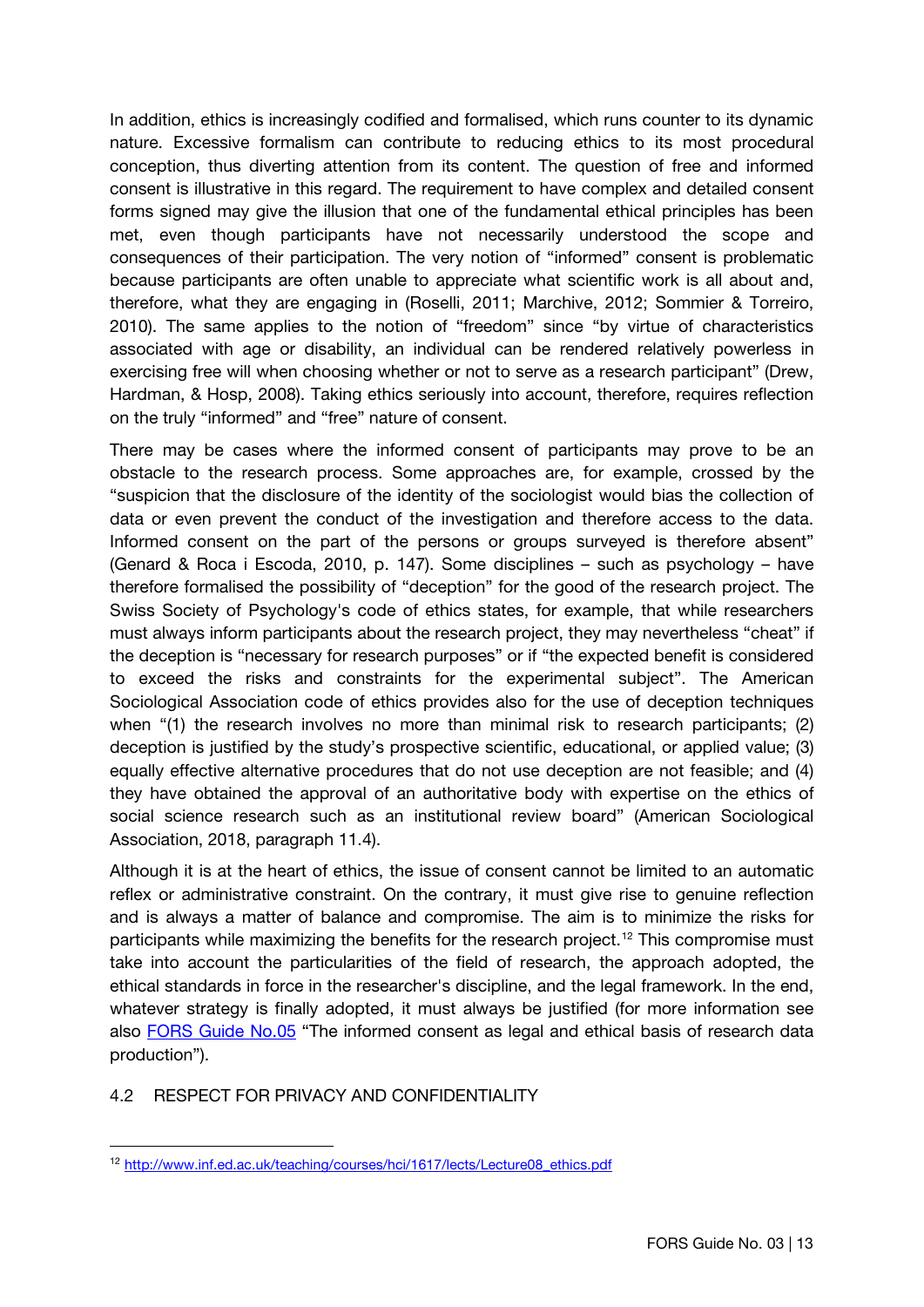In addition, ethics is increasingly codified and formalised, which runs counter to its dynamic nature. Excessive formalism can contribute to reducing ethics to its most procedural conception, thus diverting attention from its content. The question of free and informed consent is illustrative in this regard. The requirement to have complex and detailed consent forms signed may give the illusion that one of the fundamental ethical principles has been met, even though participants have not necessarily understood the scope and consequences of their participation. The very notion of "informed" consent is problematic because participants are often unable to appreciate what scientific work is all about and, therefore, what they are engaging in (Roselli, 2011; Marchive, 2012; Sommier & Torreiro, 2010). The same applies to the notion of "freedom" since "by virtue of characteristics associated with age or disability, an individual can be rendered relatively powerless in exercising free will when choosing whether or not to serve as a research participant" (Drew, Hardman, & Hosp, 2008). Taking ethics seriously into account, therefore, requires reflection on the truly "informed" and "free" nature of consent.

There may be cases where the informed consent of participants may prove to be an obstacle to the research process. Some approaches are, for example, crossed by the "suspicion that the disclosure of the identity of the sociologist would bias the collection of data or even prevent the conduct of the investigation and therefore access to the data. Informed consent on the part of the persons or groups surveyed is therefore absent" (Genard & Roca i Escoda, 2010, p. 147). Some disciplines – such as psychology – have therefore formalised the possibility of "deception" for the good of the research project. The Swiss Society of Psychology's code of ethics states, for example, that while researchers must always inform participants about the research project, they may nevertheless "cheat" if the deception is "necessary for research purposes" or if "the expected benefit is considered to exceed the risks and constraints for the experimental subject". The American Sociological Association code of ethics provides also for the use of deception techniques when "(1) the research involves no more than minimal risk to research participants; (2) deception is justified by the study's prospective scientific, educational, or applied value; (3) equally effective alternative procedures that do not use deception are not feasible; and (4) they have obtained the approval of an authoritative body with expertise on the ethics of social science research such as an institutional review board" (American Sociological Association, 2018, paragraph 11.4).

Although it is at the heart of ethics, the issue of consent cannot be limited to an automatic reflex or administrative constraint. On the contrary, it must give rise to genuine reflection and is always a matter of balance and compromise. The aim is to minimize the risks for participants while maximizing the benefits for the research project.[12] This compromise must take into account the particularities of the field of research, the approach adopted, the ethical standards in force in the researcher's discipline, and the legal framework. In the end, whatever strategy is finally adopted, it must always be justified (for more information see also [FORS Guide No.05]() "The informed consent as legal and ethical basis of research data production").

## 4.2 RESPECT FOR PRIVACY AND CONFIDENTIALITY

---

[12] http://www.inf.ed.ac.uk/teaching/courses/hci/1617/lects/Lecture08_ethics.pdf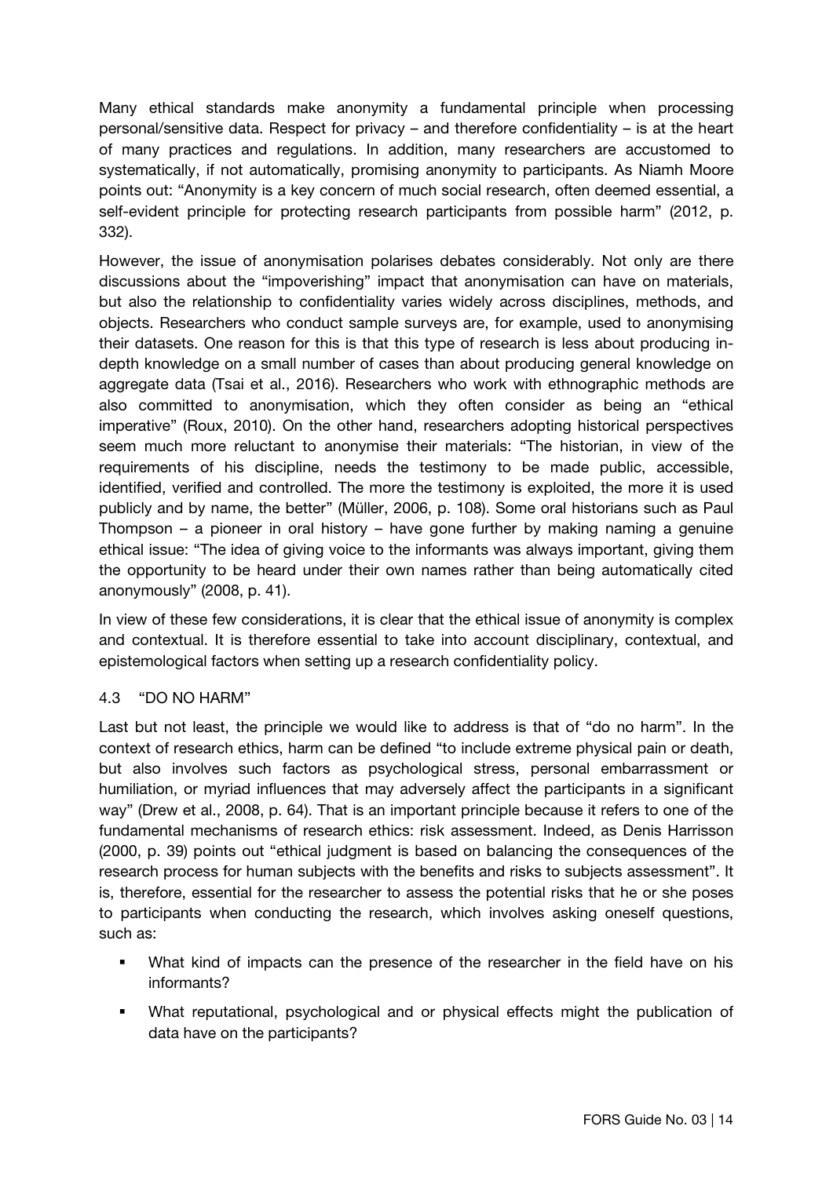Many ethical standards make anonymity a fundamental principle when processing personal/sensitive data. Respect for privacy – and therefore confidentiality – is at the heart of many practices and regulations. In addition, many researchers are accustomed to systematically, if not automatically, promising anonymity to participants. As Niamh Moore points out: "Anonymity is a key concern of much social research, often deemed essential, a self-evident principle for protecting research participants from possible harm" (2012, p. 332).

However, the issue of anonymisation polarises debates considerably. Not only are there discussions about the "impoverishing" impact that anonymisation can have on materials, but also the relationship to confidentiality varies widely across disciplines, methods, and objects. Researchers who conduct sample surveys are, for example, used to anonymising their datasets. One reason for this is that this type of research is less about producing in-depth knowledge on a small number of cases than about producing general knowledge on aggregate data (Tsai et al., 2016). Researchers who work with ethnographic methods are also committed to anonymisation, which they often consider as being an "ethical imperative" (Roux, 2010). On the other hand, researchers adopting historical perspectives seem much more reluctant to anonymise their materials: "The historian, in view of the requirements of his discipline, needs the testimony to be made public, accessible, identified, verified and controlled. The more the testimony is exploited, the more it is used publicly and by name, the better" (Müller, 2006, p. 108). Some oral historians such as Paul Thompson – a pioneer in oral history – have gone further by making naming a genuine ethical issue: "The idea of giving voice to the informants was always important, giving them the opportunity to be heard under their own names rather than being automatically cited anonymously" (2008, p. 41).

In view of these few considerations, it is clear that the ethical issue of anonymity is complex and contextual. It is therefore essential to take into account disciplinary, contextual, and epistemological factors when setting up a research confidentiality policy.

### 4.3 "DO NO HARM"

Last but not least, the principle we would like to address is that of "do no harm". In the context of research ethics, harm can be defined "to include extreme physical pain or death, but also involves such factors as psychological stress, personal embarrassment or humiliation, or myriad influences that may adversely affect the participants in a significant way" (Drew et al., 2008, p. 64). That is an important principle because it refers to one of the fundamental mechanisms of research ethics: risk assessment. Indeed, as Denis Harrisson (2000, p. 39) points out "ethical judgment is based on balancing the consequences of the research process for human subjects with the benefits and risks to subjects assessment". It is, therefore, essential for the researcher to assess the potential risks that he or she poses to participants when conducting the research, which involves asking oneself questions, such as:

- What kind of impacts can the presence of the researcher in the field have on his informants?
- What reputational, psychological and or physical effects might the publication of data have on the participants?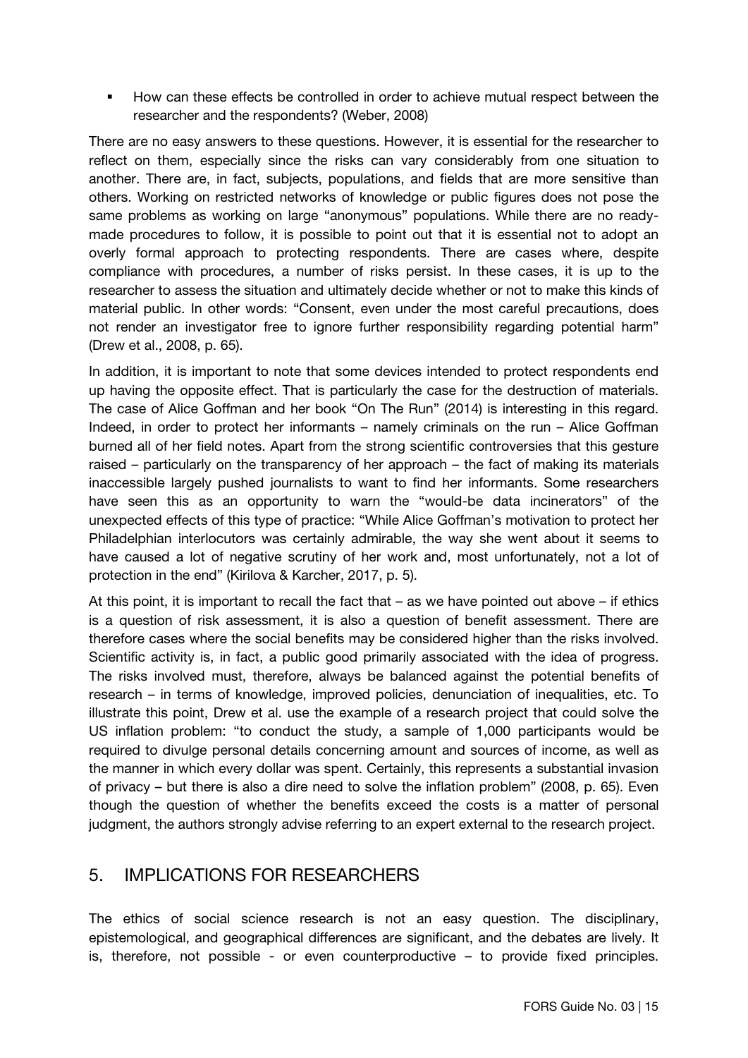- How can these effects be controlled in order to achieve mutual respect between the researcher and the respondents? (Weber, 2008)

There are no easy answers to these questions. However, it is essential for the researcher to reflect on them, especially since the risks can vary considerably from one situation to another. There are, in fact, subjects, populations, and fields that are more sensitive than others. Working on restricted networks of knowledge or public figures does not pose the same problems as working on large "anonymous" populations. While there are no ready-made procedures to follow, it is possible to point out that it is essential not to adopt an overly formal approach to protecting respondents. There are cases where, despite compliance with procedures, a number of risks persist. In these cases, it is up to the researcher to assess the situation and ultimately decide whether or not to make this kinds of material public. In other words: "Consent, even under the most careful precautions, does not render an investigator free to ignore further responsibility regarding potential harm" (Drew et al., 2008, p. 65).

In addition, it is important to note that some devices intended to protect respondents end up having the opposite effect. That is particularly the case for the destruction of materials. The case of Alice Goffman and her book "On The Run" (2014) is interesting in this regard. Indeed, in order to protect her informants – namely criminals on the run – Alice Goffman burned all of her field notes. Apart from the strong scientific controversies that this gesture raised – particularly on the transparency of her approach – the fact of making its materials inaccessible largely pushed journalists to want to find her informants. Some researchers have seen this as an opportunity to warn the "would-be data incinerators" of the unexpected effects of this type of practice: "While Alice Goffman's motivation to protect her Philadelphian interlocutors was certainly admirable, the way she went about it seems to have caused a lot of negative scrutiny of her work and, most unfortunately, not a lot of protection in the end" (Kirilova & Karcher, 2017, p. 5).

At this point, it is important to recall the fact that – as we have pointed out above – if ethics is a question of risk assessment, it is also a question of benefit assessment. There are therefore cases where the social benefits may be considered higher than the risks involved. Scientific activity is, in fact, a public good primarily associated with the idea of progress. The risks involved must, therefore, always be balanced against the potential benefits of research – in terms of knowledge, improved policies, denunciation of inequalities, etc. To illustrate this point, Drew et al. use the example of a research project that could solve the US inflation problem: "to conduct the study, a sample of 1,000 participants would be required to divulge personal details concerning amount and sources of income, as well as the manner in which every dollar was spent. Certainly, this represents a substantial invasion of privacy – but there is also a dire need to solve the inflation problem" (2008, p. 65). Even though the question of whether the benefits exceed the costs is a matter of personal judgment, the authors strongly advise referring to an expert external to the research project.

## 5. IMPLICATIONS FOR RESEARCHERS

The ethics of social science research is not an easy question. The disciplinary, epistemological, and geographical differences are significant, and the debates are lively. It is, therefore, not possible - or even counterproductive – to provide fixed principles.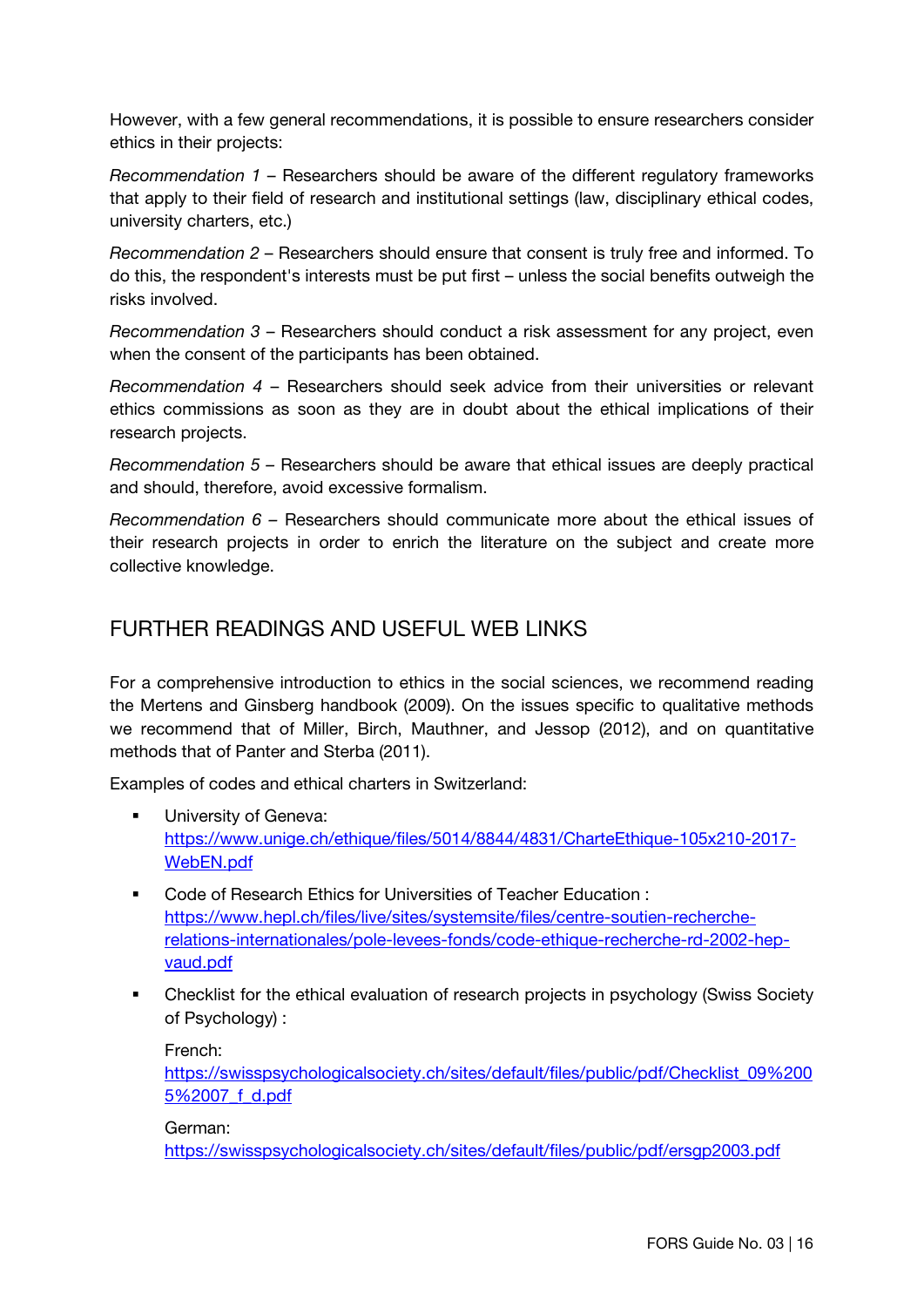However, with a few general recommendations, it is possible to ensure researchers consider ethics in their projects:

*Recommendation 1* – Researchers should be aware of the different regulatory frameworks that apply to their field of research and institutional settings (law, disciplinary ethical codes, university charters, etc.)

*Recommendation 2* – Researchers should ensure that consent is truly free and informed. To do this, the respondent's interests must be put first – unless the social benefits outweigh the risks involved.

*Recommendation 3* – Researchers should conduct a risk assessment for any project, even when the consent of the participants has been obtained.

*Recommendation 4* – Researchers should seek advice from their universities or relevant ethics commissions as soon as they are in doubt about the ethical implications of their research projects.

*Recommendation 5* – Researchers should be aware that ethical issues are deeply practical and should, therefore, avoid excessive formalism.

*Recommendation 6* – Researchers should communicate more about the ethical issues of their research projects in order to enrich the literature on the subject and create more collective knowledge.

## FURTHER READINGS AND USEFUL WEB LINKS

For a comprehensive introduction to ethics in the social sciences, we recommend reading the Mertens and Ginsberg handbook (2009). On the issues specific to qualitative methods we recommend that of Miller, Birch, Mauthner, and Jessop (2012), and on quantitative methods that of Panter and Sterba (2011).

Examples of codes and ethical charters in Switzerland:

- University of Geneva: [https://www.unige.ch/ethique/files/5014/8844/4831/CharteEthique-105x210-2017-WebEN.pdf](https://www.unige.ch/ethique/files/5014/8844/4831/CharteEthique-105x210-2017-WebEN.pdf)
- Code of Research Ethics for Universities of Teacher Education : [https://www.hepl.ch/files/live/sites/systemsite/files/centre-soutien-recherche-relations-internationales/pole-levees-fonds/code-ethique-recherche-rd-2002-hep-vaud.pdf](https://www.hepl.ch/files/live/sites/systemsite/files/centre-soutien-recherche-relations-internationales/pole-levees-fonds/code-ethique-recherche-rd-2002-hep-vaud.pdf)
- Checklist for the ethical evaluation of research projects in psychology (Swiss Society of Psychology) :

  French:
  [https://swisspsychologicalsociety.ch/sites/default/files/public/pdf/Checklist_09%2005%2007_f_d.pdf](https://swisspsychologicalsociety.ch/sites/default/files/public/pdf/Checklist_09%2005%2007_f_d.pdf)

  German:
  [https://swisspsychologicalsociety.ch/sites/default/files/public/pdf/ersgp2003.pdf](https://swisspsychologicalsociety.ch/sites/default/files/public/pdf/ersgp2003.pdf)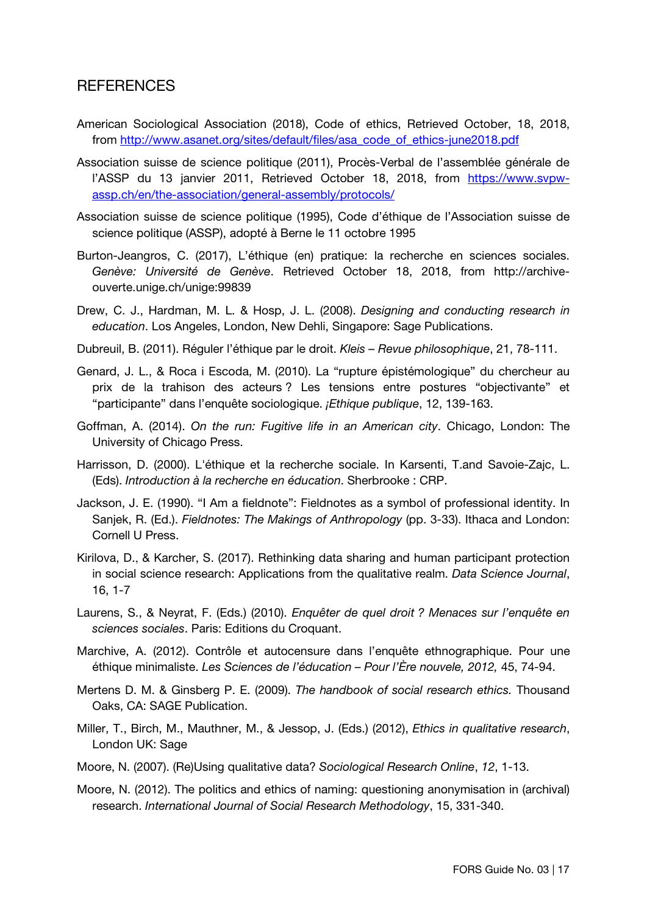# REFERENCES

American Sociological Association (2018), Code of ethics, Retrieved October, 18, 2018, from [http://www.asanet.org/sites/default/files/asa_code_of_ethics-june2018.pdf](http://www.asanet.org/sites/default/files/asa_code_of_ethics-june2018.pdf)

Association suisse de science politique (2011), Procès-Verbal de l'assemblée générale de l'ASSP du 13 janvier 2011, Retrieved October 18, 2018, from [https://www.svpw-assp.ch/en/the-association/general-assembly/protocols/](https://www.svpw-assp.ch/en/the-association/general-assembly/protocols/)

Association suisse de science politique (1995), Code d'éthique de l'Association suisse de science politique (ASSP), adopté à Berne le 11 octobre 1995

Burton-Jeangros, C. (2017), L'éthique (en) pratique: la recherche en sciences sociales. *Genève: Université de Genève*. Retrieved October 18, 2018, from http://archive-ouverte.unige.ch/unige:99839

Drew, C. J., Hardman, M. L. & Hosp, J. L. (2008). *Designing and conducting research in education*. Los Angeles, London, New Dehli, Singapore: Sage Publications.

Dubreuil, B. (2011). Réguler l'éthique par le droit. *Kleis – Revue philosophique*, 21, 78-111.

Genard, J. L., & Roca i Escoda, M. (2010). La "rupture épistémologique" du chercheur au prix de la trahison des acteurs ? Les tensions entre postures "objectivante" et "participante" dans l'enquête sociologique. *¡Ethique publique*, 12, 139-163.

Goffman, A. (2014). *On the run: Fugitive life in an American city*. Chicago, London: The University of Chicago Press.

Harrisson, D. (2000). L'éthique et la recherche sociale. In Karsenti, T.and Savoie-Zajc, L. (Eds). *Introduction à la recherche en éducation*. Sherbrooke : CRP.

Jackson, J. E. (1990). "I Am a fieldnote": Fieldnotes as a symbol of professional identity. In Sanjek, R. (Ed.). *Fieldnotes: The Makings of Anthropology* (pp. 3-33). Ithaca and London: Cornell U Press.

Kirilova, D., & Karcher, S. (2017). Rethinking data sharing and human participant protection in social science research: Applications from the qualitative realm. *Data Science Journal*, 16, 1-7

Laurens, S., & Neyrat, F. (Eds.) (2010). *Enquêter de quel droit ? Menaces sur l'enquête en sciences sociales*. Paris: Editions du Croquant.

Marchive, A. (2012). Contrôle et autocensure dans l'enquête ethnographique. Pour une éthique minimaliste. *Les Sciences de l'éducation – Pour l'Ère nouvele, 2012,* 45, 74-94.

Mertens D. M. & Ginsberg P. E. (2009). *The handbook of social research ethics.* Thousand Oaks, CA: SAGE Publication.

Miller, T., Birch, M., Mauthner, M., & Jessop, J. (Eds.) (2012), *Ethics in qualitative research*, London UK: Sage

Moore, N. (2007). (Re)Using qualitative data? *Sociological Research Online*, *12*, 1-13.

Moore, N. (2012). The politics and ethics of naming: questioning anonymisation in (archival) research. *International Journal of Social Research Methodology*, 15, 331-340.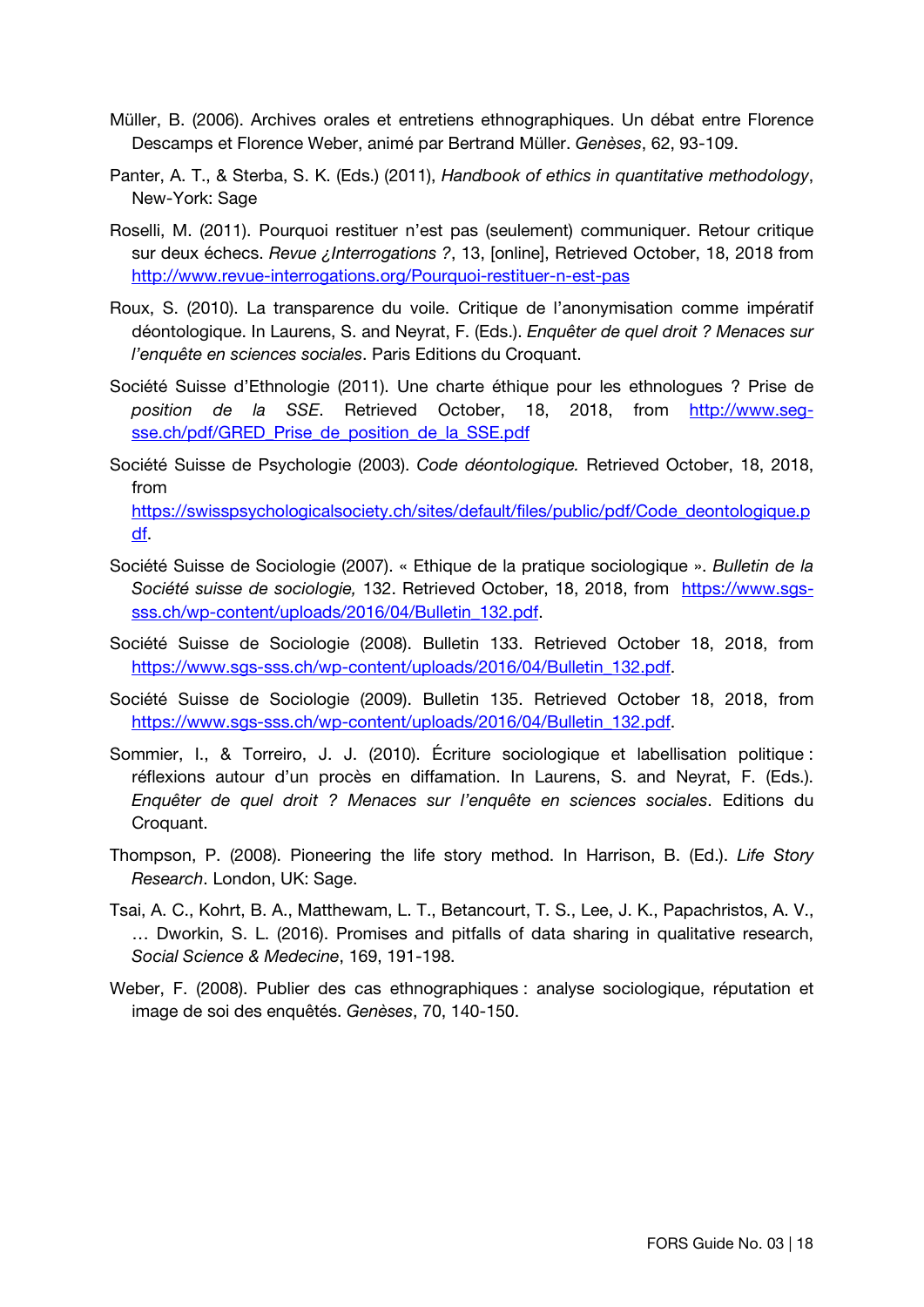Müller, B. (2006). Archives orales et entretiens ethnographiques. Un débat entre Florence Descamps et Florence Weber, animé par Bertrand Müller. *Genèses*, 62, 93-109.

Panter, A. T., & Sterba, S. K. (Eds.) (2011), *Handbook of ethics in quantitative methodology*, New-York: Sage

Roselli, M. (2011). Pourquoi restituer n'est pas (seulement) communiquer. Retour critique sur deux échecs. *Revue ¿Interrogations ?*, 13, [online], Retrieved October, 18, 2018 from http://www.revue-interrogations.org/Pourquoi-restituer-n-est-pas

Roux, S. (2010). La transparence du voile. Critique de l'anonymisation comme impératif déontologique. In Laurens, S. and Neyrat, F. (Eds.). *Enquêter de quel droit ? Menaces sur l'enquête en sciences sociales*. Paris Editions du Croquant.

Société Suisse d'Ethnologie (2011). Une charte éthique pour les ethnologues ? Prise de *position de la SSE*. Retrieved October, 18, 2018, from http://www.seg-sse.ch/pdf/GRED_Prise_de_position_de_la_SSE.pdf

Société Suisse de Psychologie (2003). *Code déontologique.* Retrieved October, 18, 2018, from https://swisspsychologicalsociety.ch/sites/default/files/public/pdf/Code_deontologique.pdf.

Société Suisse de Sociologie (2007). « Ethique de la pratique sociologique ». *Bulletin de la Société suisse de sociologie,* 132. Retrieved October, 18, 2018, from https://www.sgs-sss.ch/wp-content/uploads/2016/04/Bulletin_132.pdf.

Société Suisse de Sociologie (2008). Bulletin 133. Retrieved October 18, 2018, from https://www.sgs-sss.ch/wp-content/uploads/2016/04/Bulletin_132.pdf.

Société Suisse de Sociologie (2009). Bulletin 135. Retrieved October 18, 2018, from https://www.sgs-sss.ch/wp-content/uploads/2016/04/Bulletin_132.pdf.

Sommier, I., & Torreiro, J. J. (2010). Écriture sociologique et labellisation politique : réflexions autour d'un procès en diffamation. In Laurens, S. and Neyrat, F. (Eds.). *Enquêter de quel droit ? Menaces sur l'enquête en sciences sociales*. Editions du Croquant.

Thompson, P. (2008). Pioneering the life story method. In Harrison, B. (Ed.). *Life Story Research*. London, UK: Sage.

Tsai, A. C., Kohrt, B. A., Matthewam, L. T., Betancourt, T. S., Lee, J. K., Papachristos, A. V., … Dworkin, S. L. (2016). Promises and pitfalls of data sharing in qualitative research, *Social Science & Medecine*, 169, 191-198.

Weber, F. (2008). Publier des cas ethnographiques : analyse sociologique, réputation et image de soi des enquêtés. *Genèses*, 70, 140-150.